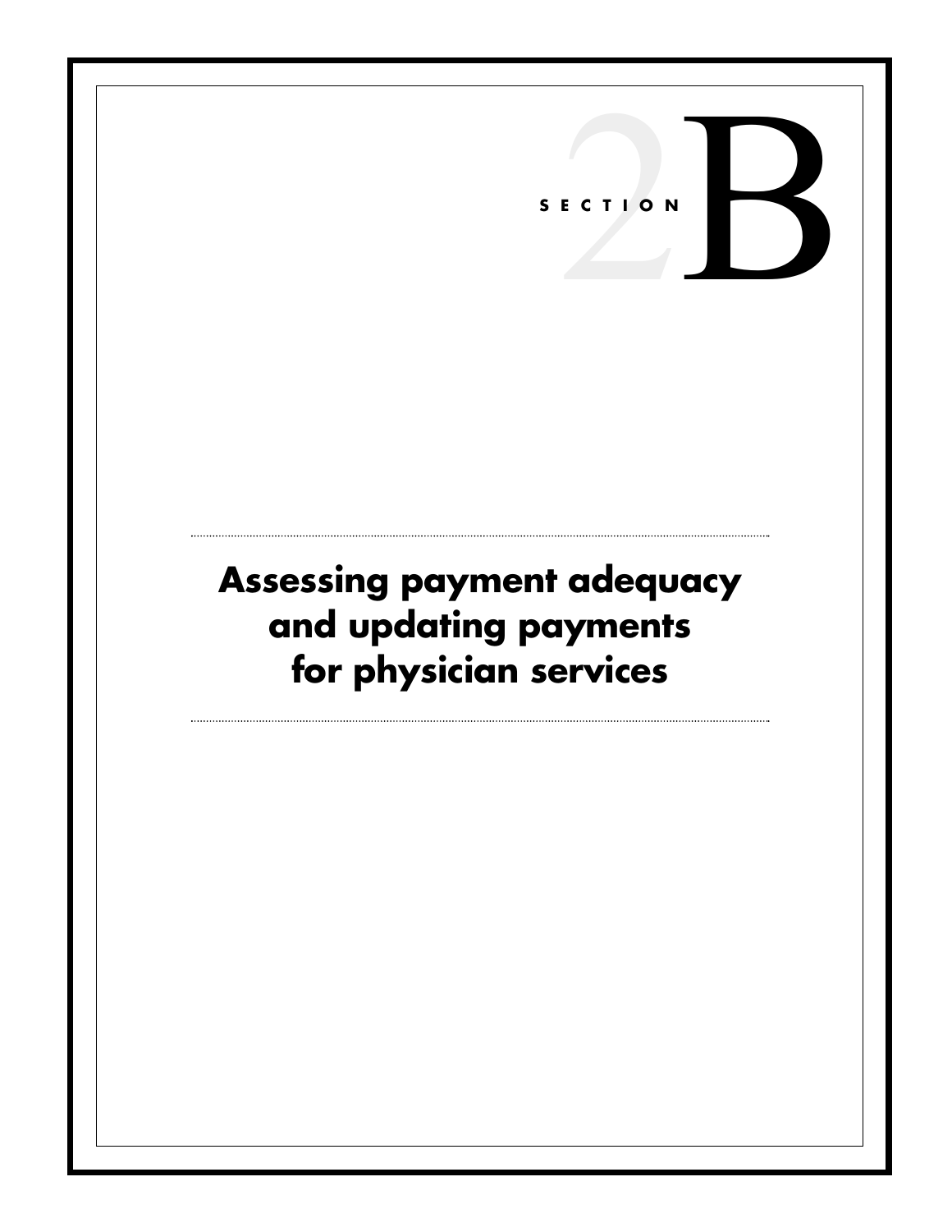SECTION 2B

# Assessing payment adequacy and updating payments for physician services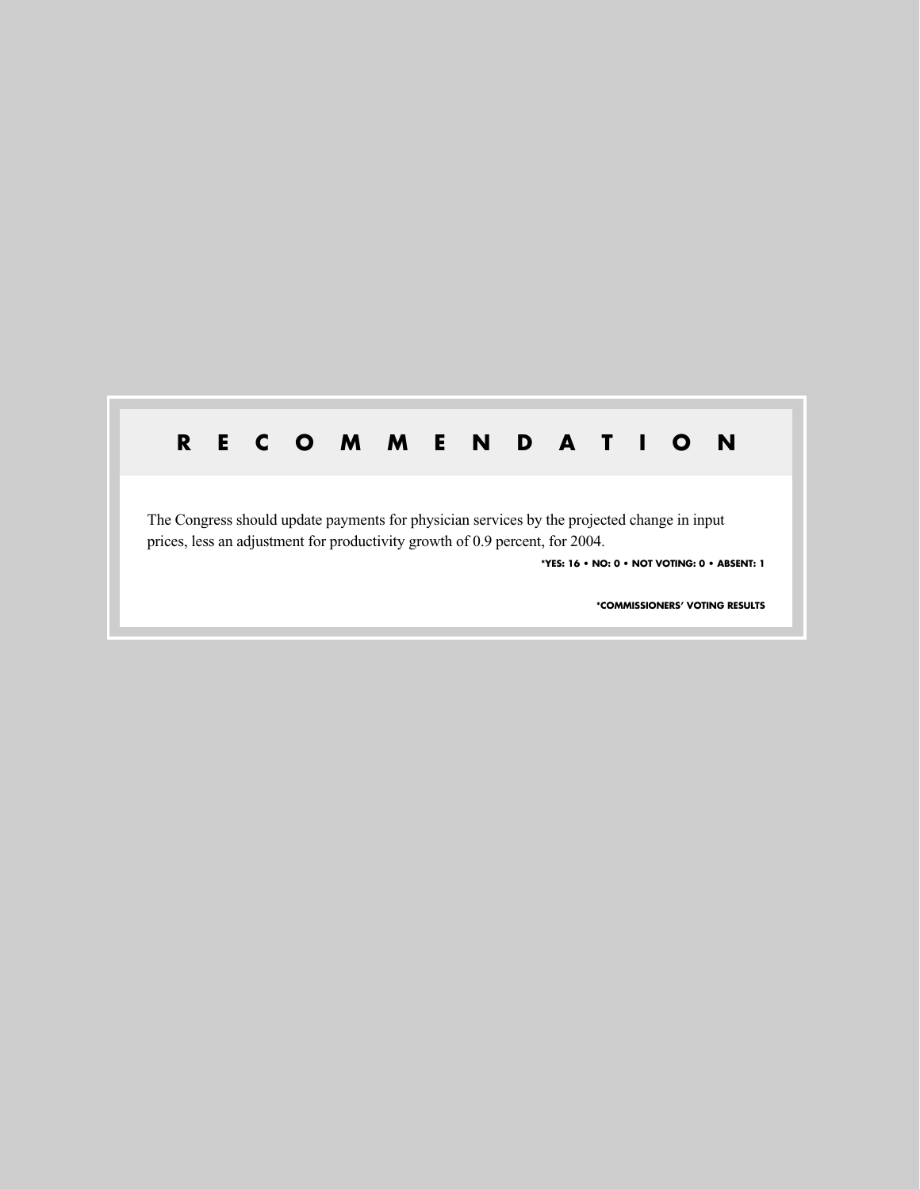## RECOMMENDATION

The Congress should update payments for physician services by the projected change in input prices, less an adjustment for productivity growth of 0.9 percent, for 2004.

**\*YES: 16 • NO: 0 • NOT VOTING: 0 • ABSENT: 1**

**\*COMMISSIONERS' VOTING RESULTS**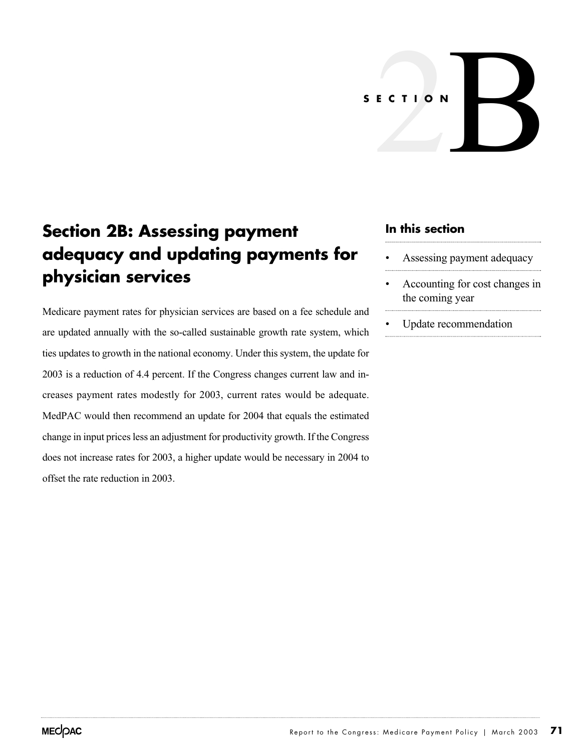SECTION 2B

# Section 2B: Assessing payment adequacy and updating payments for physician services

Medicare payment rates for physician services are based on a fee schedule and are updated annually with the so-called sustainable growth rate system, which ties updates to growth in the national economy. Under this system, the update for 2003 is a reduction of 4.4 percent. If the Congress changes current law and increases payment rates modestly for 2003, current rates would be adequate. MedPAC would then recommend an update for 2004 that equals the estimated change in input prices less an adjustment for productivity growth. If the Congress does not increase rates for 2003, a higher update would be necessary in 2004 to offset the rate reduction in 2003.

### In this section

- Assessing payment adequacy
- Accounting for cost changes in the coming year
- Update recommendation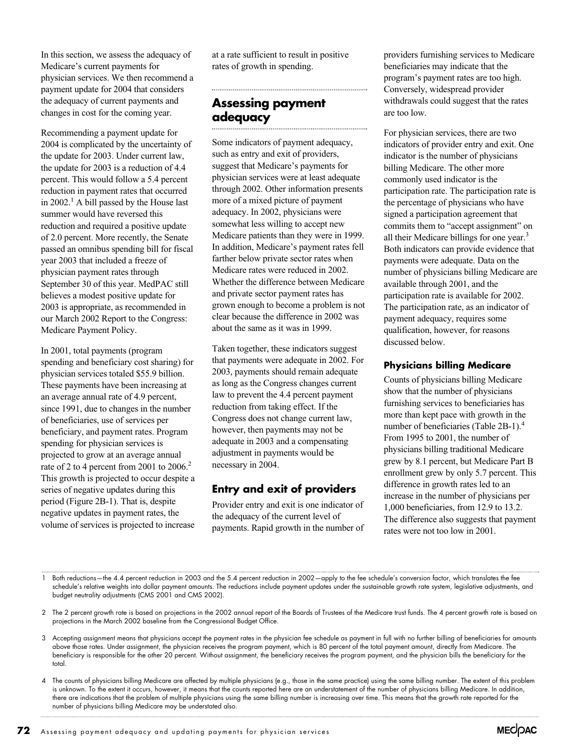In this section, we assess the adequacy of Medicare's current payments for physician services. We then recommend a payment update for 2004 that considers the adequacy of current payments and changes in cost for the coming year.

Recommending a payment update for 2004 is complicated by the uncertainty of the update for 2003. Under current law, the update for 2003 is a reduction of 4.4 percent. This would follow a 5.4 percent reduction in payment rates that occurred in 2002.[1] A bill passed by the House last summer would have reversed this reduction and required a positive update of 2.0 percent. More recently, the Senate passed an omnibus spending bill for fiscal year 2003 that included a freeze of physician payment rates through September 30 of this year. MedPAC still believes a modest positive update for 2003 is appropriate, as recommended in our March 2002 Report to the Congress: Medicare Payment Policy.

In 2001, total payments (program spending and beneficiary cost sharing) for physician services totaled \$55.9 billion. These payments have been increasing at an average annual rate of 4.9 percent, since 1991, due to changes in the number of beneficiaries, use of services per beneficiary, and payment rates. Program spending for physician services is projected to grow at an average annual rate of 2 to 4 percent from 2001 to 2006.[2] This growth is projected to occur despite a series of negative updates during this period (Figure 2B-1). That is, despite negative updates in payment rates, the volume of services is projected to increase at a rate sufficient to result in positive rates of growth in spending.

## Assessing payment adequacy

Some indicators of payment adequacy, such as entry and exit of providers, suggest that Medicare's payments for physician services were at least adequate through 2002. Other information presents more of a mixed picture of payment adequacy. In 2002, physicians were somewhat less willing to accept new Medicare patients than they were in 1999. In addition, Medicare's payment rates fell farther below private sector rates when Medicare rates were reduced in 2002. Whether the difference between Medicare and private sector payment rates has grown enough to become a problem is not clear because the difference in 2002 was about the same as it was in 1999.

Taken together, these indicators suggest that payments were adequate in 2002. For 2003, payments should remain adequate as long as the Congress changes current law to prevent the 4.4 percent payment reduction from taking effect. If the Congress does not change current law, however, then payments may not be adequate in 2003 and a compensating adjustment in payments would be necessary in 2004.

### Entry and exit of providers

Provider entry and exit is one indicator of the adequacy of the current level of payments. Rapid growth in the number of providers furnishing services to Medicare beneficiaries may indicate that the program's payment rates are too high. Conversely, widespread provider withdrawals could suggest that the rates are too low.

For physician services, there are two indicators of provider entry and exit. One indicator is the number of physicians billing Medicare. The other more commonly used indicator is the participation rate. The participation rate is the percentage of physicians who have signed a participation agreement that commits them to "accept assignment" on all their Medicare billings for one year.[3] Both indicators can provide evidence that payments were adequate. Data on the number of physicians billing Medicare are available through 2001, and the participation rate is available for 2002. The participation rate, as an indicator of payment adequacy, requires some qualification, however, for reasons discussed below.

#### Physicians billing Medicare

Counts of physicians billing Medicare show that the number of physicians furnishing services to beneficiaries has more than kept pace with growth in the number of beneficiaries (Table 2B-1).[4] From 1995 to 2001, the number of physicians billing traditional Medicare grew by 8.1 percent, but Medicare Part B enrollment grew by only 5.7 percent. This difference in growth rates led to an increase in the number of physicians per 1,000 beneficiaries, from 12.9 to 13.2. The difference also suggests that payment rates were not too low in 2001.

---

1 Both reductions—the 4.4 percent reduction in 2003 and the 5.4 percent reduction in 2002—apply to the fee schedule's conversion factor, which translates the fee schedule's relative weights into dollar payment amounts. The reductions include payment updates under the sustainable growth rate system, legislative adjustments, and budget neutrality adjustments (CMS 2001 and CMS 2002).

2 The 2 percent growth rate is based on projections in the 2002 annual report of the Boards of Trustees of the Medicare trust funds. The 4 percent growth rate is based on projections in the March 2002 baseline from the Congressional Budget Office.

3 Accepting assignment means that physicians accept the payment rates in the physician fee schedule as payment in full with no further billing of beneficiaries for amounts above those rates. Under assignment, the physician receives the program payment, which is 80 percent of the total payment amount, directly from Medicare. The beneficiary is responsible for the other 20 percent. Without assignment, the beneficiary receives the program payment, and the physician bills the beneficiary for the total.

4 The counts of physicians billing Medicare are affected by multiple physicians (e.g., those in the same practice) using the same billing number. The extent of this problem is unknown. To the extent it occurs, however, it means that the counts reported here are an understatement of the number of physicians billing Medicare. In addition, there are indications that the problem of multiple physicians using the same billing number is increasing over time. This means that the growth rate reported for the number of physicians billing Medicare may be understated also.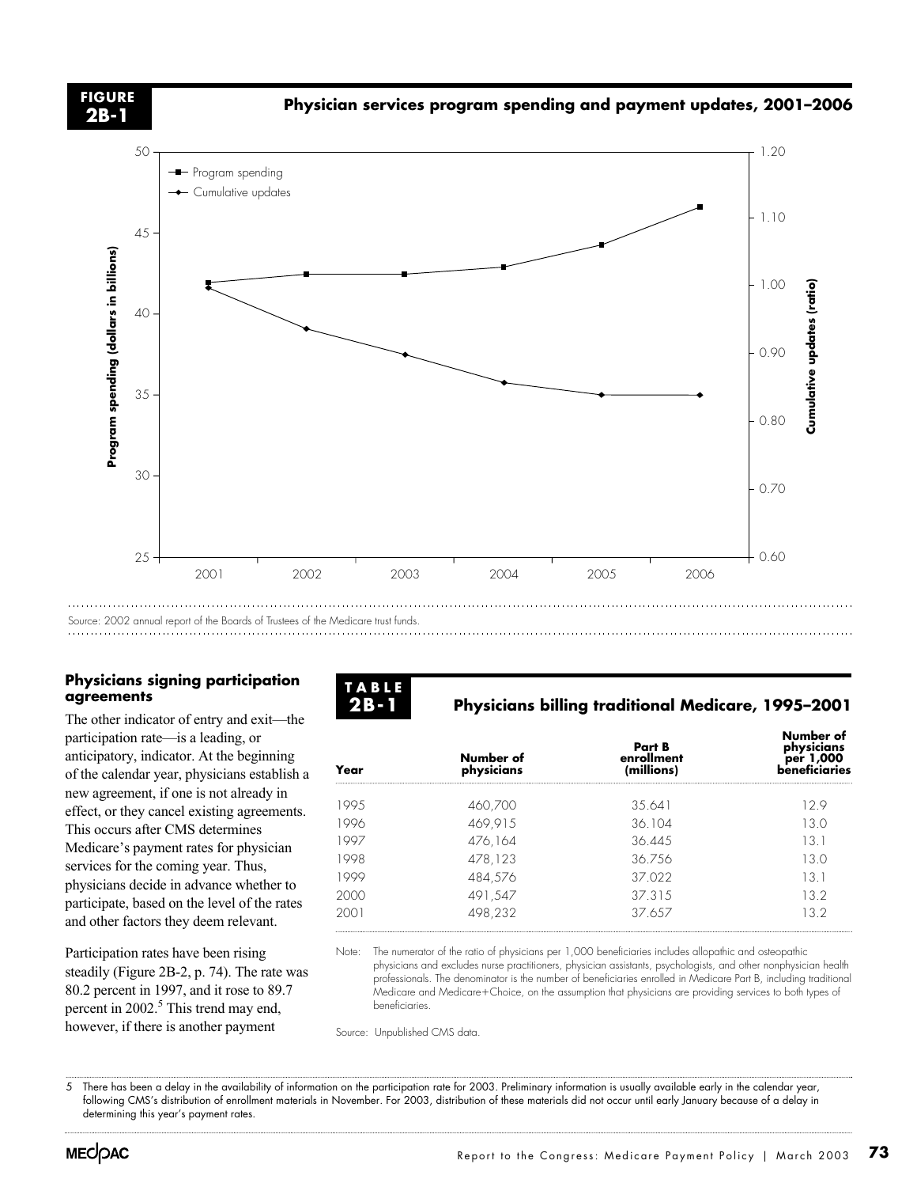**FIGURE 2B-1**

**Physician services program spending and payment updates, 2001–2006**

Source: 2002 annual report of the Boards of Trustees of the Medicare trust funds.

### Physicians signing participation agreements

The other indicator of entry and exit—the participation rate—is a leading, or anticipatory, indicator. At the beginning of the calendar year, physicians establish a new agreement, if one is not already in effect, or they cancel existing agreements. This occurs after CMS determines Medicare's payment rates for physician services for the coming year. Thus, physicians decide in advance whether to participate, based on the level of the rates and other factors they deem relevant.

Participation rates have been rising steadily (Figure 2B-2, p. 74). The rate was 80.2 percent in 1997, and it rose to 89.7 percent in 2002.[5] This trend may end, however, if there is another payment

**TABLE 2B-1**

**Physicians billing traditional Medicare, 1995–2001**

| Year | Number of physicians | Part B enrollment (millions) | Number of physicians per 1,000 beneficiaries |
|---|---|---|---|
| 1995 | 460,700 | 35.641 | 12.9 |
| 1996 | 469,915 | 36.104 | 13.0 |
| 1997 | 476,164 | 36.445 | 13.1 |
| 1998 | 478,123 | 36.756 | 13.0 |
| 1999 | 484,576 | 37.022 | 13.1 |
| 2000 | 491,547 | 37.315 | 13.2 |
| 2001 | 498,232 | 37.657 | 13.2 |

Note: The numerator of the ratio of physicians per 1,000 beneficiaries includes allopathic and osteopathic physicians and excludes nurse practitioners, physician assistants, psychologists, and other nonphysician health professionals. The denominator is the number of beneficiaries enrolled in Medicare Part B, including traditional Medicare and Medicare+Choice, on the assumption that physicians are providing services to both types of beneficiaries.

Source: Unpublished CMS data.

5 There has been a delay in the availability of information on the participation rate for 2003. Preliminary information is usually available early in the calendar year, following CMS's distribution of enrollment materials in November. For 2003, distribution of these materials did not occur until early January because of a delay in determining this year's payment rates.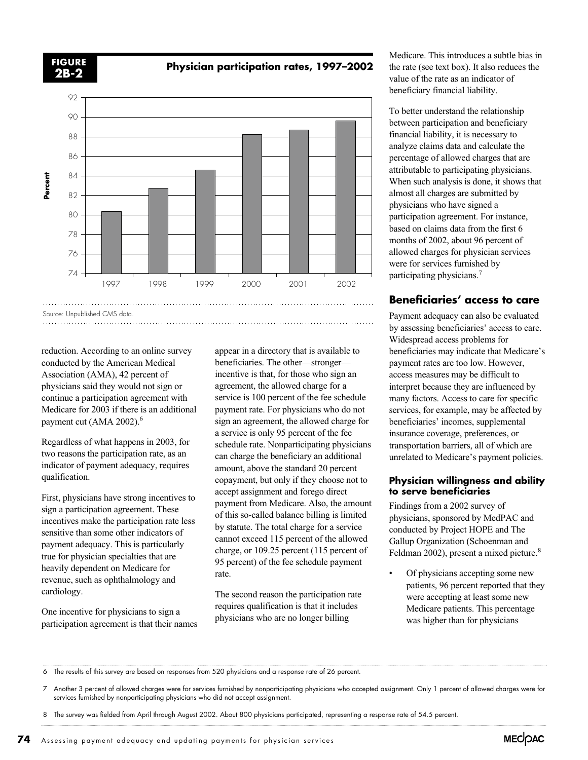**FIGURE 2B-2**

**Physician participation rates, 1997–2002**

Source: Unpublished CMS data.

reduction. According to an online survey conducted by the American Medical Association (AMA), 42 percent of physicians said they would not sign or continue a participation agreement with Medicare for 2003 if there is an additional payment cut (AMA 2002).[6]

Regardless of what happens in 2003, for two reasons the participation rate, as an indicator of payment adequacy, requires qualification.

First, physicians have strong incentives to sign a participation agreement. These incentives make the participation rate less sensitive than some other indicators of payment adequacy. This is particularly true for physician specialties that are heavily dependent on Medicare for revenue, such as ophthalmology and cardiology.

One incentive for physicians to sign a participation agreement is that their names appear in a directory that is available to beneficiaries. The other—stronger—incentive is that, for those who sign an agreement, the allowed charge for a service is 100 percent of the fee schedule payment rate. For physicians who do not sign an agreement, the allowed charge for a service is only 95 percent of the fee schedule rate. Nonparticipating physicians can charge the beneficiary an additional amount, above the standard 20 percent copayment, but only if they choose not to accept assignment and forego direct payment from Medicare. Also, the amount of this so-called balance billing is limited by statute. The total charge for a service cannot exceed 115 percent of the allowed charge, or 109.25 percent (115 percent of 95 percent) of the fee schedule payment rate.

The second reason the participation rate requires qualification is that it includes physicians who are no longer billing Medicare. This introduces a subtle bias in the rate (see text box). It also reduces the value of the rate as an indicator of beneficiary financial liability.

To better understand the relationship between participation and beneficiary financial liability, it is necessary to analyze claims data and calculate the percentage of allowed charges that are attributable to participating physicians. When such analysis is done, it shows that almost all charges are submitted by physicians who have signed a participation agreement. For instance, based on claims data from the first 6 months of 2002, about 96 percent of allowed charges for physician services were for services furnished by participating physicians.[7]

## Beneficiaries' access to care

Payment adequacy can also be evaluated by assessing beneficiaries' access to care. Widespread access problems for beneficiaries may indicate that Medicare's payment rates are too low. However, access measures may be difficult to interpret because they are influenced by many factors. Access to care for specific services, for example, may be affected by beneficiaries' incomes, supplemental insurance coverage, preferences, or transportation barriers, all of which are unrelated to Medicare's payment policies.

### Physician willingness and ability to serve beneficiaries

Findings from a 2002 survey of physicians, sponsored by MedPAC and conducted by Project HOPE and The Gallup Organization (Schoenman and Feldman 2002), present a mixed picture.[8]

- Of physicians accepting some new patients, 96 percent reported that they were accepting at least some new Medicare patients. This percentage was higher than for physicians

6 The results of this survey are based on responses from 520 physicians and a response rate of 26 percent.

7 Another 3 percent of allowed charges were for services furnished by nonparticipating physicians who accepted assignment. Only 1 percent of allowed charges were for services furnished by nonparticipating physicians who did not accept assignment.

8 The survey was fielded from April through August 2002. About 800 physicians participated, representing a response rate of 54.5 percent.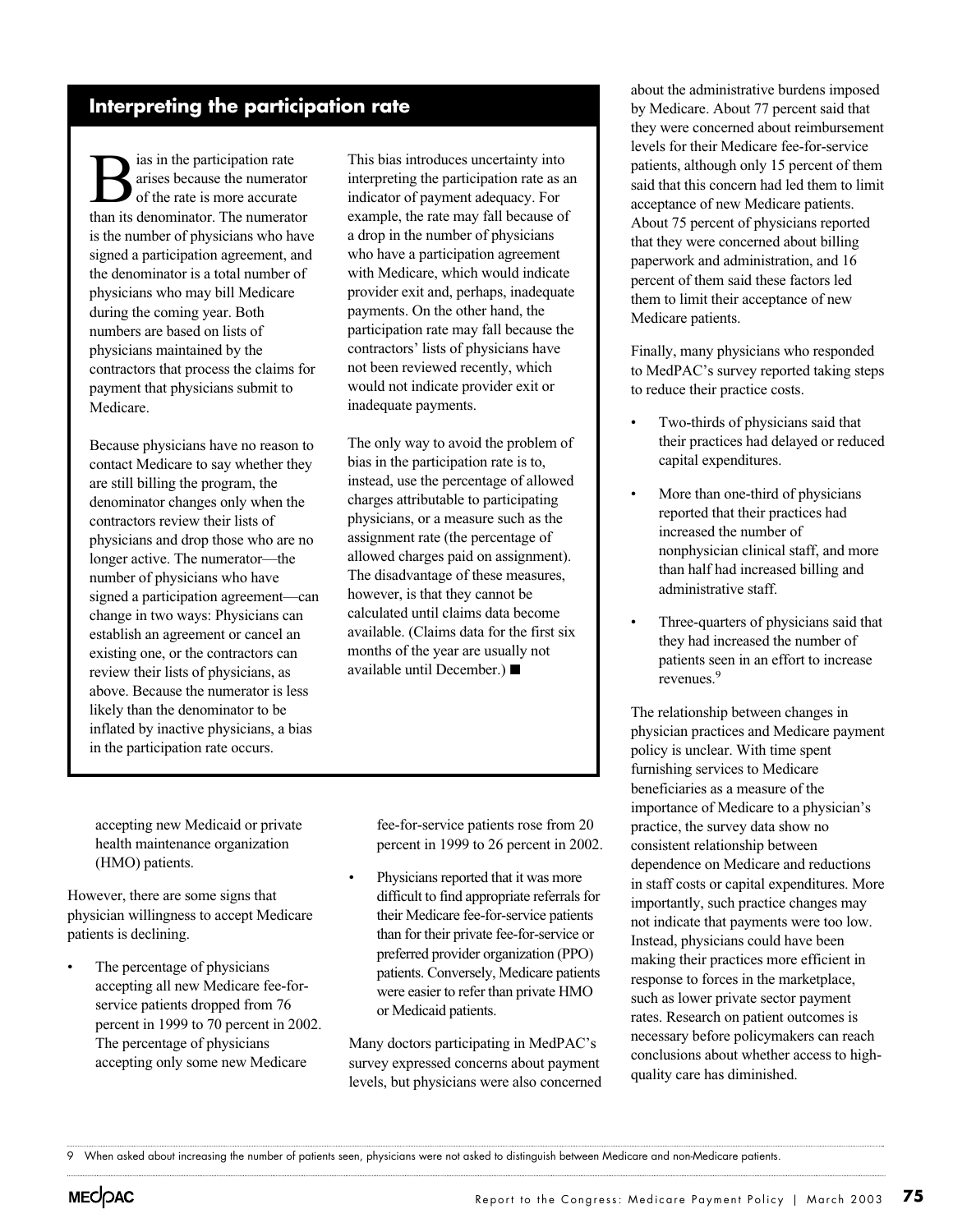## Interpreting the participation rate

Bias in the participation rate arises because the numerator of the rate is more accurate than its denominator. The numerator is the number of physicians who have signed a participation agreement, and the denominator is a total number of physicians who may bill Medicare during the coming year. Both numbers are based on lists of physicians maintained by the contractors that process the claims for payment that physicians submit to Medicare.

Because physicians have no reason to contact Medicare to say whether they are still billing the program, the denominator changes only when the contractors review their lists of physicians and drop those who are no longer active. The numerator—the number of physicians who have signed a participation agreement—can change in two ways: Physicians can establish an agreement or cancel an existing one, or the contractors can review their lists of physicians, as above. Because the numerator is less likely than the denominator to be inflated by inactive physicians, a bias in the participation rate occurs.

This bias introduces uncertainty into interpreting the participation rate as an indicator of payment adequacy. For example, the rate may fall because of a drop in the number of physicians who have a participation agreement with Medicare, which would indicate provider exit and, perhaps, inadequate payments. On the other hand, the participation rate may fall because the contractors' lists of physicians have not been reviewed recently, which would not indicate provider exit or inadequate payments.

The only way to avoid the problem of bias in the participation rate is to, instead, use the percentage of allowed charges attributable to participating physicians, or a measure such as the assignment rate (the percentage of allowed charges paid on assignment). The disadvantage of these measures, however, is that they cannot be calculated until claims data become available. (Claims data for the first six months of the year are usually not available until December.) ■

---

accepting new Medicaid or private health maintenance organization (HMO) patients.

However, there are some signs that physician willingness to accept Medicare patients is declining.

- The percentage of physicians accepting all new Medicare fee-for-service patients dropped from 76 percent in 1999 to 70 percent in 2002. The percentage of physicians accepting only some new Medicare fee-for-service patients rose from 20 percent in 1999 to 26 percent in 2002.
- Physicians reported that it was more difficult to find appropriate referrals for their Medicare fee-for-service patients than for their private fee-for-service or preferred provider organization (PPO) patients. Conversely, Medicare patients were easier to refer than private HMO or Medicaid patients.

Many doctors participating in MedPAC's survey expressed concerns about payment levels, but physicians were also concerned about the administrative burdens imposed by Medicare. About 77 percent said that they were concerned about reimbursement levels for their Medicare fee-for-service patients, although only 15 percent of them said that this concern had led them to limit acceptance of new Medicare patients. About 75 percent of physicians reported that they were concerned about billing paperwork and administration, and 16 percent of them said these factors led them to limit their acceptance of new Medicare patients.

Finally, many physicians who responded to MedPAC's survey reported taking steps to reduce their practice costs.

- Two-thirds of physicians said that their practices had delayed or reduced capital expenditures.
- More than one-third of physicians reported that their practices had increased the number of nonphysician clinical staff, and more than half had increased billing and administrative staff.
- Three-quarters of physicians said that they had increased the number of patients seen in an effort to increase revenues.[9]

The relationship between changes in physician practices and Medicare payment policy is unclear. With time spent furnishing services to Medicare beneficiaries as a measure of the importance of Medicare to a physician's practice, the survey data show no consistent relationship between dependence on Medicare and reductions in staff costs or capital expenditures. More importantly, such practice changes may not indicate that payments were too low. Instead, physicians could have been making their practices more efficient in response to forces in the marketplace, such as lower private sector payment rates. Research on patient outcomes is necessary before policymakers can reach conclusions about whether access to high-quality care has diminished.

---

9 When asked about increasing the number of patients seen, physicians were not asked to distinguish between Medicare and non-Medicare patients.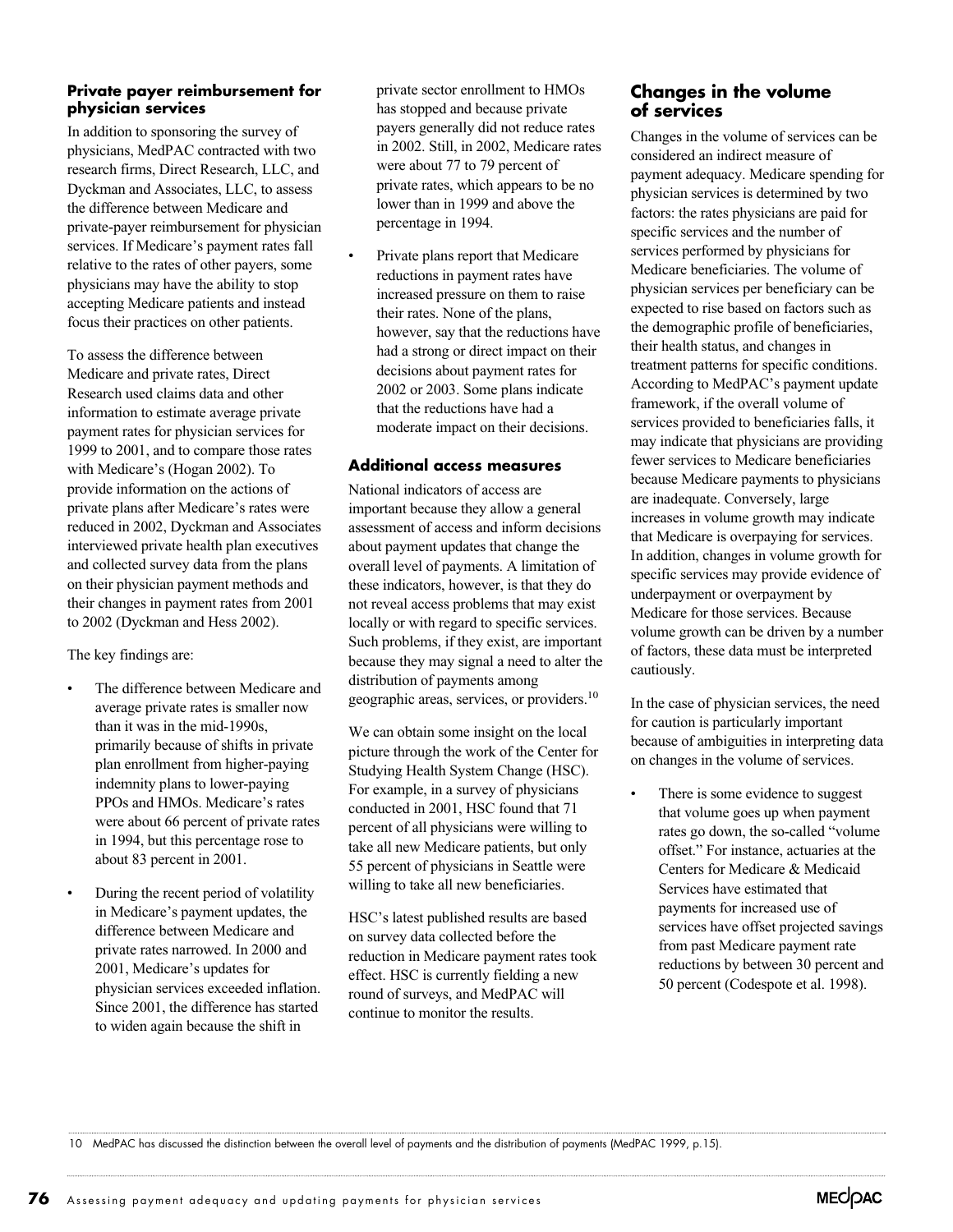### Private payer reimbursement for physician services

In addition to sponsoring the survey of physicians, MedPAC contracted with two research firms, Direct Research, LLC, and Dyckman and Associates, LLC, to assess the difference between Medicare and private-payer reimbursement for physician services. If Medicare's payment rates fall relative to the rates of other payers, some physicians may have the ability to stop accepting Medicare patients and instead focus their practices on other patients.

To assess the difference between Medicare and private rates, Direct Research used claims data and other information to estimate average private payment rates for physician services for 1999 to 2001, and to compare those rates with Medicare's (Hogan 2002). To provide information on the actions of private plans after Medicare's rates were reduced in 2002, Dyckman and Associates interviewed private health plan executives and collected survey data from the plans on their physician payment methods and their changes in payment rates from 2001 to 2002 (Dyckman and Hess 2002).

The key findings are:

- The difference between Medicare and average private rates is smaller now than it was in the mid-1990s, primarily because of shifts in private plan enrollment from higher-paying indemnity plans to lower-paying PPOs and HMOs. Medicare's rates were about 66 percent of private rates in 1994, but this percentage rose to about 83 percent in 2001.
- During the recent period of volatility in Medicare's payment updates, the difference between Medicare and private rates narrowed. In 2000 and 2001, Medicare's updates for physician services exceeded inflation. Since 2001, the difference has started to widen again because the shift in private sector enrollment to HMOs has stopped and because private payers generally did not reduce rates in 2002. Still, in 2002, Medicare rates were about 77 to 79 percent of private rates, which appears to be no lower than in 1999 and above the percentage in 1994.
- Private plans report that Medicare reductions in payment rates have increased pressure on them to raise their rates. None of the plans, however, say that the reductions have had a strong or direct impact on their decisions about payment rates for 2002 or 2003. Some plans indicate that the reductions have had a moderate impact on their decisions.

### Additional access measures

National indicators of access are important because they allow a general assessment of access and inform decisions about payment updates that change the overall level of payments. A limitation of these indicators, however, is that they do not reveal access problems that may exist locally or with regard to specific services. Such problems, if they exist, are important because they may signal a need to alter the distribution of payments among geographic areas, services, or providers.[10]

We can obtain some insight on the local picture through the work of the Center for Studying Health System Change (HSC). For example, in a survey of physicians conducted in 2001, HSC found that 71 percent of all physicians were willing to take all new Medicare patients, but only 55 percent of physicians in Seattle were willing to take all new beneficiaries.

HSC's latest published results are based on survey data collected before the reduction in Medicare payment rates took effect. HSC is currently fielding a new round of surveys, and MedPAC will continue to monitor the results.

## Changes in the volume of services

Changes in the volume of services can be considered an indirect measure of payment adequacy. Medicare spending for physician services is determined by two factors: the rates physicians are paid for specific services and the number of services performed by physicians for Medicare beneficiaries. The volume of physician services per beneficiary can be expected to rise based on factors such as the demographic profile of beneficiaries, their health status, and changes in treatment patterns for specific conditions. According to MedPAC's payment update framework, if the overall volume of services provided to beneficiaries falls, it may indicate that physicians are providing fewer services to Medicare beneficiaries because Medicare payments to physicians are inadequate. Conversely, large increases in volume growth may indicate that Medicare is overpaying for services. In addition, changes in volume growth for specific services may provide evidence of underpayment or overpayment by Medicare for those services. Because volume growth can be driven by a number of factors, these data must be interpreted cautiously.

In the case of physician services, the need for caution is particularly important because of ambiguities in interpreting data on changes in the volume of services.

- There is some evidence to suggest that volume goes up when payment rates go down, the so-called "volume offset." For instance, actuaries at the Centers for Medicare & Medicaid Services have estimated that payments for increased use of services have offset projected savings from past Medicare payment rate reductions by between 30 percent and 50 percent (Codespote et al. 1998).

---

10 MedPAC has discussed the distinction between the overall level of payments and the distribution of payments (MedPAC 1999, p.15).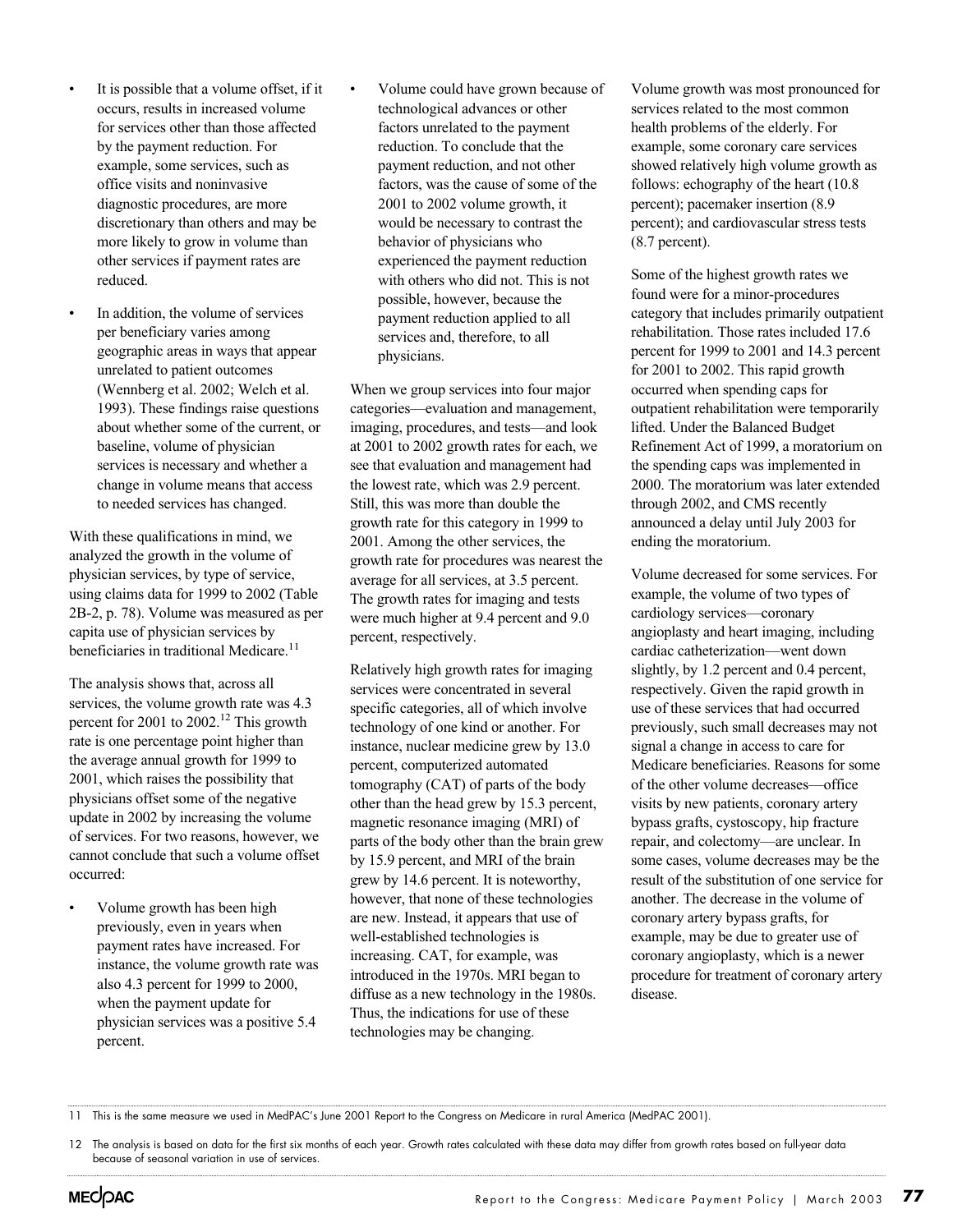- It is possible that a volume offset, if it occurs, results in increased volume for services other than those affected by the payment reduction. For example, some services, such as office visits and noninvasive diagnostic procedures, are more discretionary than others and may be more likely to grow in volume than other services if payment rates are reduced.
- In addition, the volume of services per beneficiary varies among geographic areas in ways that appear unrelated to patient outcomes (Wennberg et al. 2002; Welch et al. 1993). These findings raise questions about whether some of the current, or baseline, volume of physician services is necessary and whether a change in volume means that access to needed services has changed.

With these qualifications in mind, we analyzed the growth in the volume of physician services, by type of service, using claims data for 1999 to 2002 (Table 2B-2, p. 78). Volume was measured as per capita use of physician services by beneficiaries in traditional Medicare.[11]

The analysis shows that, across all services, the volume growth rate was 4.3 percent for 2001 to 2002.[12] This growth rate is one percentage point higher than the average annual growth for 1999 to 2001, which raises the possibility that physicians offset some of the negative update in 2002 by increasing the volume of services. For two reasons, however, we cannot conclude that such a volume offset occurred:

- Volume growth has been high previously, even in years when payment rates have increased. For instance, the volume growth rate was also 4.3 percent for 1999 to 2000, when the payment update for physician services was a positive 5.4 percent.
- Volume could have grown because of technological advances or other factors unrelated to the payment reduction. To conclude that the payment reduction, and not other factors, was the cause of some of the 2001 to 2002 volume growth, it would be necessary to contrast the behavior of physicians who experienced the payment reduction with others who did not. This is not possible, however, because the payment reduction applied to all services and, therefore, to all physicians.

When we group services into four major categories—evaluation and management, imaging, procedures, and tests—and look at 2001 to 2002 growth rates for each, we see that evaluation and management had the lowest rate, which was 2.9 percent. Still, this was more than double the growth rate for this category in 1999 to 2001. Among the other services, the growth rate for procedures was nearest the average for all services, at 3.5 percent. The growth rates for imaging and tests were much higher at 9.4 percent and 9.0 percent, respectively.

Relatively high growth rates for imaging services were concentrated in several specific categories, all of which involve technology of one kind or another. For instance, nuclear medicine grew by 13.0 percent, computerized automated tomography (CAT) of parts of the body other than the head grew by 15.3 percent, magnetic resonance imaging (MRI) of parts of the body other than the brain grew by 15.9 percent, and MRI of the brain grew by 14.6 percent. It is noteworthy, however, that none of these technologies are new. Instead, it appears that use of well-established technologies is increasing. CAT, for example, was introduced in the 1970s. MRI began to diffuse as a new technology in the 1980s. Thus, the indications for use of these technologies may be changing.

Volume growth was most pronounced for services related to the most common health problems of the elderly. For example, some coronary care services showed relatively high volume growth as follows: echography of the heart (10.8 percent); pacemaker insertion (8.9 percent); and cardiovascular stress tests (8.7 percent).

Some of the highest growth rates we found were for a minor-procedures category that includes primarily outpatient rehabilitation. Those rates included 17.6 percent for 1999 to 2001 and 14.3 percent for 2001 to 2002. This rapid growth occurred when spending caps for outpatient rehabilitation were temporarily lifted. Under the Balanced Budget Refinement Act of 1999, a moratorium on the spending caps was implemented in 2000. The moratorium was later extended through 2002, and CMS recently announced a delay until July 2003 for ending the moratorium.

Volume decreased for some services. For example, the volume of two types of cardiology services—coronary angioplasty and heart imaging, including cardiac catheterization—went down slightly, by 1.2 percent and 0.4 percent, respectively. Given the rapid growth in use of these services that had occurred previously, such small decreases may not signal a change in access to care for Medicare beneficiaries. Reasons for some of the other volume decreases—office visits by new patients, coronary artery bypass grafts, cystoscopy, hip fracture repair, and colectomy—are unclear. In some cases, volume decreases may be the result of the substitution of one service for another. The decrease in the volume of coronary artery bypass grafts, for example, may be due to greater use of coronary angioplasty, which is a newer procedure for treatment of coronary artery disease.

---

11 This is the same measure we used in MedPAC's June 2001 Report to the Congress on Medicare in rural America (MedPAC 2001).

12 The analysis is based on data for the first six months of each year. Growth rates calculated with these data may differ from growth rates based on full-year data because of seasonal variation in use of services.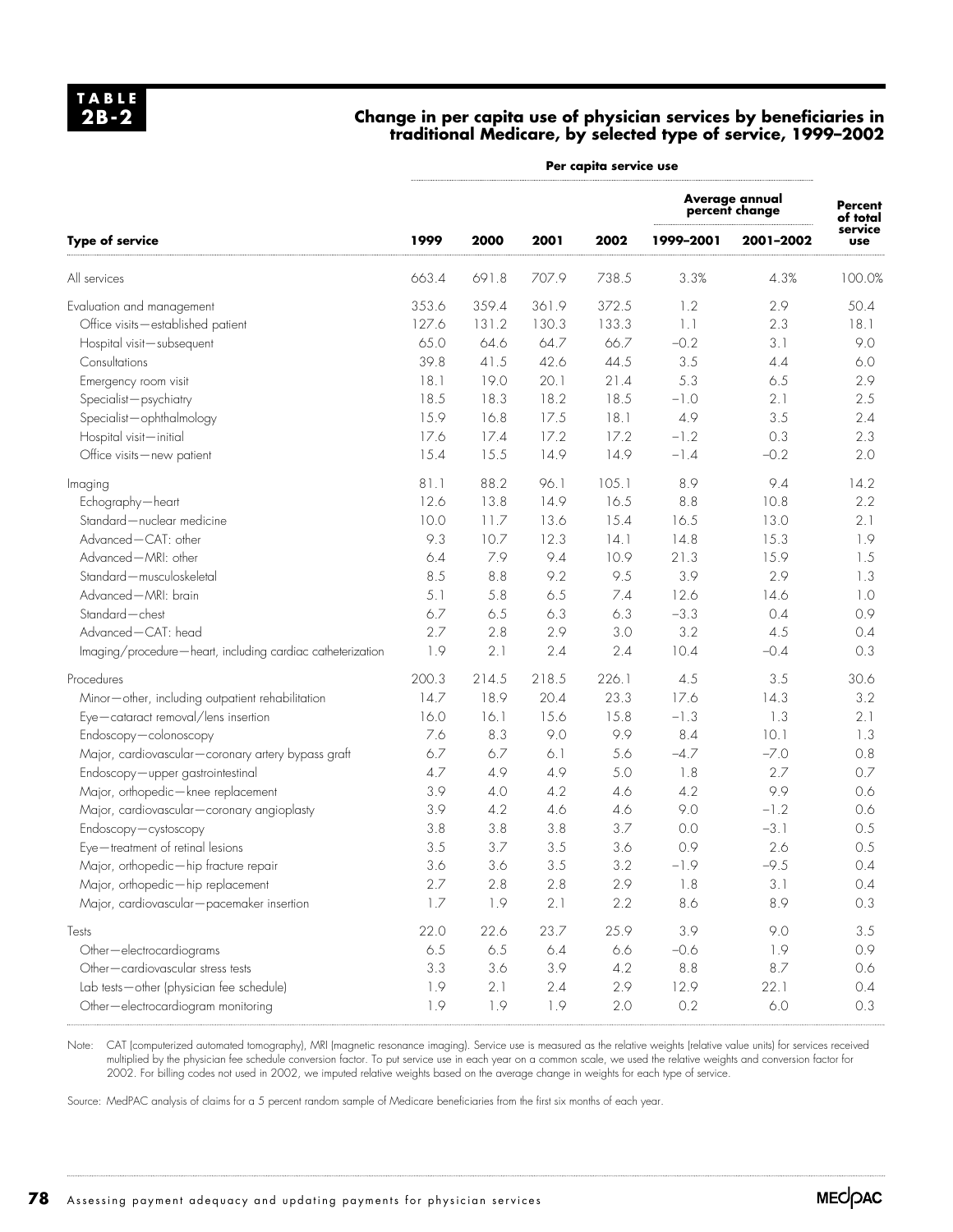**TABLE 2B-2**

**Change in per capita use of physician services by beneficiaries in traditional Medicare, by selected type of service, 1999–2002**

| | Per capita service use | | | | | | |
|---|---|---|---|---|---|---|---|
| | | | | | Average annual percent change | | |
| **Type of service** | **1999** | **2000** | **2001** | **2002** | **1999–2001** | **2001–2002** | **Percent of total service use** |
| All services | 663.4 | 691.8 | 707.9 | 738.5 | 3.3% | 4.3% | 100.0% |
| Evaluation and management | 353.6 | 359.4 | 361.9 | 372.5 | 1.2 | 2.9 | 50.4 |
| Office visits—established patient | 127.6 | 131.2 | 130.3 | 133.3 | 1.1 | 2.3 | 18.1 |
| Hospital visit—subsequent | 65.0 | 64.6 | 64.7 | 66.7 | −0.2 | 3.1 | 9.0 |
| Consultations | 39.8 | 41.5 | 42.6 | 44.5 | 3.5 | 4.4 | 6.0 |
| Emergency room visit | 18.1 | 19.0 | 20.1 | 21.4 | 5.3 | 6.5 | 2.9 |
| Specialist—psychiatry | 18.5 | 18.3 | 18.2 | 18.5 | −1.0 | 2.1 | 2.5 |
| Specialist—ophthalmology | 15.9 | 16.8 | 17.5 | 18.1 | 4.9 | 3.5 | 2.4 |
| Hospital visit—initial | 17.6 | 17.4 | 17.2 | 17.2 | −1.2 | 0.3 | 2.3 |
| Office visits—new patient | 15.4 | 15.5 | 14.9 | 14.9 | −1.4 | −0.2 | 2.0 |
| Imaging | 81.1 | 88.2 | 96.1 | 105.1 | 8.9 | 9.4 | 14.2 |
| Echography—heart | 12.6 | 13.8 | 14.9 | 16.5 | 8.8 | 10.8 | 2.2 |
| Standard—nuclear medicine | 10.0 | 11.7 | 13.6 | 15.4 | 16.5 | 13.0 | 2.1 |
| Advanced—CAT: other | 9.3 | 10.7 | 12.3 | 14.1 | 14.8 | 15.3 | 1.9 |
| Advanced—MRI: other | 6.4 | 7.9 | 9.4 | 10.9 | 21.3 | 15.9 | 1.5 |
| Standard—musculoskeletal | 8.5 | 8.8 | 9.2 | 9.5 | 3.9 | 2.9 | 1.3 |
| Advanced—MRI: brain | 5.1 | 5.8 | 6.5 | 7.4 | 12.6 | 14.6 | 1.0 |
| Standard—chest | 6.7 | 6.5 | 6.3 | 6.3 | −3.3 | 0.4 | 0.9 |
| Advanced—CAT: head | 2.7 | 2.8 | 2.9 | 3.0 | 3.2 | 4.5 | 0.4 |
| Imaging/procedure—heart, including cardiac catheterization | 1.9 | 2.1 | 2.4 | 2.4 | 10.4 | −0.4 | 0.3 |
| Procedures | 200.3 | 214.5 | 218.5 | 226.1 | 4.5 | 3.5 | 30.6 |
| Minor—other, including outpatient rehabilitation | 14.7 | 18.9 | 20.4 | 23.3 | 17.6 | 14.3 | 3.2 |
| Eye—cataract removal/lens insertion | 16.0 | 16.1 | 15.6 | 15.8 | −1.3 | 1.3 | 2.1 |
| Endoscopy—colonoscopy | 7.6 | 8.3 | 9.0 | 9.9 | 8.4 | 10.1 | 1.3 |
| Major, cardiovascular—coronary artery bypass graft | 6.7 | 6.7 | 6.1 | 5.6 | −4.7 | −7.0 | 0.8 |
| Endoscopy—upper gastrointestinal | 4.7 | 4.9 | 4.9 | 5.0 | 1.8 | 2.7 | 0.7 |
| Major, orthopedic—knee replacement | 3.9 | 4.0 | 4.2 | 4.6 | 4.2 | 9.9 | 0.6 |
| Major, cardiovascular—coronary angioplasty | 3.9 | 4.2 | 4.6 | 4.6 | 9.0 | −1.2 | 0.6 |
| Endoscopy—cystoscopy | 3.8 | 3.8 | 3.8 | 3.7 | 0.0 | −3.1 | 0.5 |
| Eye—treatment of retinal lesions | 3.5 | 3.7 | 3.5 | 3.6 | 0.9 | 2.6 | 0.5 |
| Major, orthopedic—hip fracture repair | 3.6 | 3.6 | 3.5 | 3.2 | −1.9 | −9.5 | 0.4 |
| Major, orthopedic—hip replacement | 2.7 | 2.8 | 2.8 | 2.9 | 1.8 | 3.1 | 0.4 |
| Major, cardiovascular—pacemaker insertion | 1.7 | 1.9 | 2.1 | 2.2 | 8.6 | 8.9 | 0.3 |
| Tests | 22.0 | 22.6 | 23.7 | 25.9 | 3.9 | 9.0 | 3.5 |
| Other—electrocardiograms | 6.5 | 6.5 | 6.4 | 6.6 | −0.6 | 1.9 | 0.9 |
| Other—cardiovascular stress tests | 3.3 | 3.6 | 3.9 | 4.2 | 8.8 | 8.7 | 0.6 |
| Lab tests—other (physician fee schedule) | 1.9 | 2.1 | 2.4 | 2.9 | 12.9 | 22.1 | 0.4 |
| Other—electrocardiogram monitoring | 1.9 | 1.9 | 1.9 | 2.0 | 0.2 | 6.0 | 0.3 |

Note: CAT (computerized automated tomography), MRI (magnetic resonance imaging). Service use is measured as the relative weights (relative value units) for services received multiplied by the physician fee schedule conversion factor. To put service use in each year on a common scale, we used the relative weights and conversion factor for 2002. For billing codes not used in 2002, we imputed relative weights based on the average change in weights for each type of service.

Source: MedPAC analysis of claims for a 5 percent random sample of Medicare beneficiaries from the first six months of each year.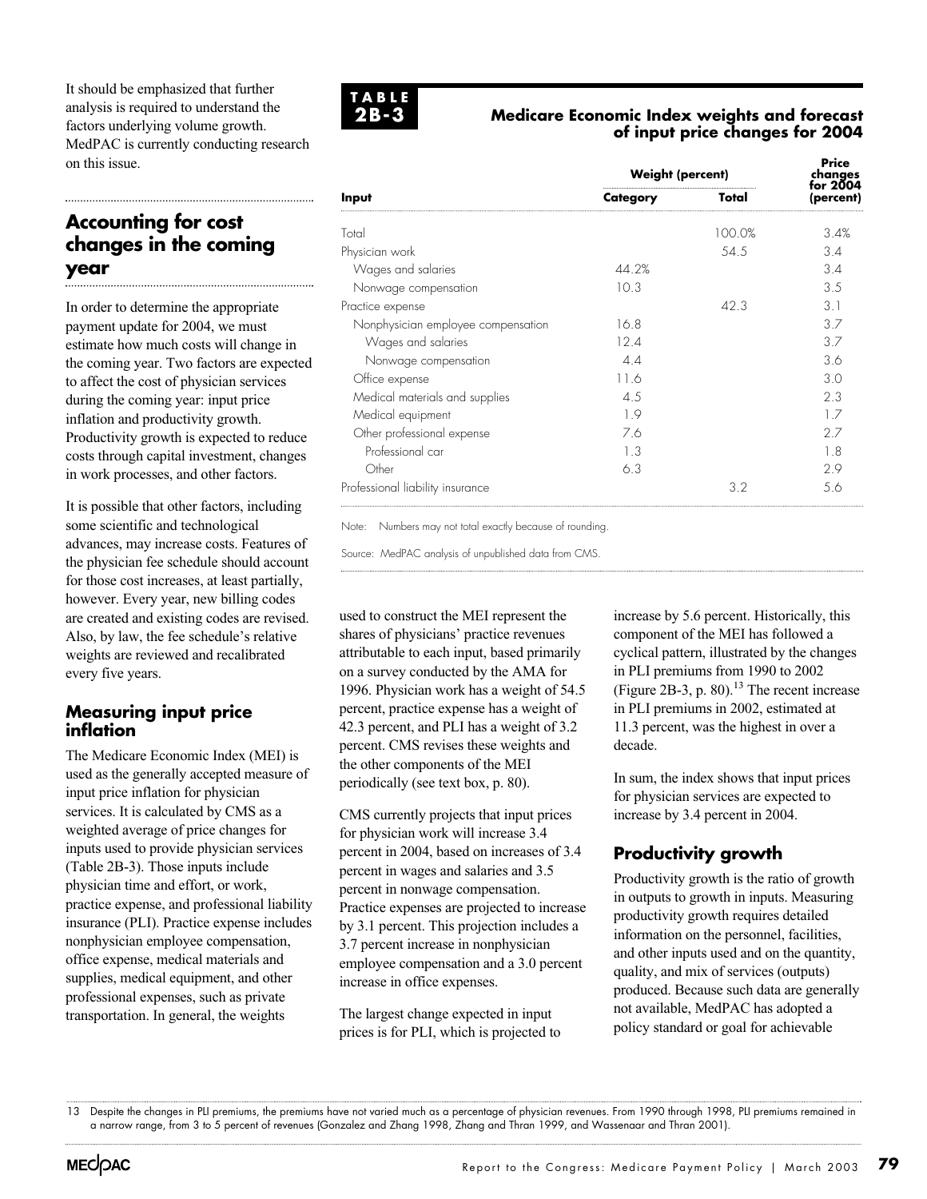It should be emphasized that further analysis is required to understand the factors underlying volume growth. MedPAC is currently conducting research on this issue.

## Accounting for cost changes in the coming year

In order to determine the appropriate payment update for 2004, we must estimate how much costs will change in the coming year. Two factors are expected to affect the cost of physician services during the coming year: input price inflation and productivity growth. Productivity growth is expected to reduce costs through capital investment, changes in work processes, and other factors.

It is possible that other factors, including some scientific and technological advances, may increase costs. Features of the physician fee schedule should account for those cost increases, at least partially, however. Every year, new billing codes are created and existing codes are revised. Also, by law, the fee schedule's relative weights are reviewed and recalibrated every five years.

### Measuring input price inflation

The Medicare Economic Index (MEI) is used as the generally accepted measure of input price inflation for physician services. It is calculated by CMS as a weighted average of price changes for inputs used to provide physician services (Table 2B-3). Those inputs include physician time and effort, or work, practice expense, and professional liability insurance (PLI). Practice expense includes nonphysician employee compensation, office expense, medical materials and supplies, medical equipment, and other professional expenses, such as private transportation. In general, the weights used to construct the MEI represent the shares of physicians' practice revenues attributable to each input, based primarily on a survey conducted by the AMA for 1996. Physician work has a weight of 54.5 percent, practice expense has a weight of 42.3 percent, and PLI has a weight of 3.2 percent. CMS revises these weights and the other components of the MEI periodically (see text box, p. 80).

**TABLE 2B-3**

**Medicare Economic Index weights and forecast of input price changes for 2004**

| Input | Weight (percent) | | Price changes for 2004 (percent) |
|---|---|---|---|
| | Category | Total | |
| Total | | 100.0% | 3.4% |
| Physician work | | 54.5 | 3.4 |
| Wages and salaries | 44.2% | | 3.4 |
| Nonwage compensation | 10.3 | | 3.5 |
| Practice expense | | 42.3 | 3.1 |
| Nonphysician employee compensation | 16.8 | | 3.7 |
| Wages and salaries | 12.4 | | 3.7 |
| Nonwage compensation | 4.4 | | 3.6 |
| Office expense | 11.6 | | 3.0 |
| Medical materials and supplies | 4.5 | | 2.3 |
| Medical equipment | 1.9 | | 1.7 |
| Other professional expense | 7.6 | | 2.7 |
| Professional car | 1.3 | | 1.8 |
| Other | 6.3 | | 2.9 |
| Professional liability insurance | | 3.2 | 5.6 |

Note: Numbers may not total exactly because of rounding.

Source: MedPAC analysis of unpublished data from CMS.

CMS currently projects that input prices for physician work will increase 3.4 percent in 2004, based on increases of 3.4 percent in wages and salaries and 3.5 percent in nonwage compensation. Practice expenses are projected to increase by 3.1 percent. This projection includes a 3.7 percent increase in nonphysician employee compensation and a 3.0 percent increase in office expenses.

The largest change expected in input prices is for PLI, which is projected to increase by 5.6 percent. Historically, this component of the MEI has followed a cyclical pattern, illustrated by the changes in PLI premiums from 1990 to 2002 (Figure 2B-3, p. 80).[13] The recent increase in PLI premiums in 2002, estimated at 11.3 percent, was the highest in over a decade.

In sum, the index shows that input prices for physician services are expected to increase by 3.4 percent in 2004.

### Productivity growth

Productivity growth is the ratio of growth in outputs to growth in inputs. Measuring productivity growth requires detailed information on the personnel, facilities, and other inputs used and on the quantity, quality, and mix of services (outputs) produced. Because such data are generally not available, MedPAC has adopted a policy standard or goal for achievable

13 Despite the changes in PLI premiums, the premiums have not varied much as a percentage of physician revenues. From 1990 through 1998, PLI premiums remained in a narrow range, from 3 to 5 percent of revenues (Gonzalez and Zhang 1998, Zhang and Thran 1999, and Wassenaar and Thran 2001).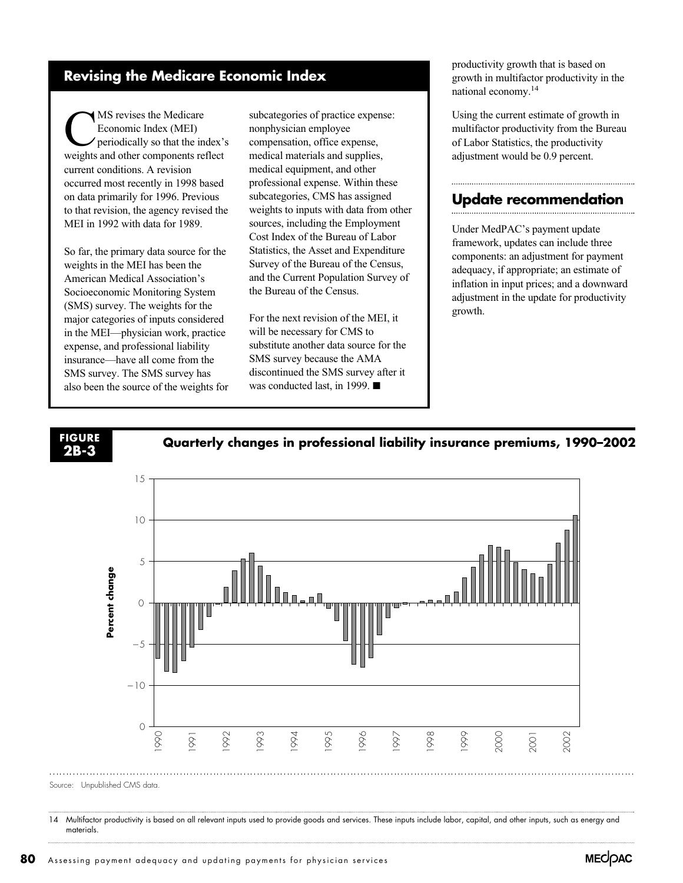## Revising the Medicare Economic Index

CMS revises the Medicare Economic Index (MEI) periodically so that the index's weights and other components reflect current conditions. A revision occurred most recently in 1998 based on data primarily for 1996. Previous to that revision, the agency revised the MEI in 1992 with data for 1989.

So far, the primary data source for the weights in the MEI has been the American Medical Association's Socioeconomic Monitoring System (SMS) survey. The weights for the major categories of inputs considered in the MEI—physician work, practice expense, and professional liability insurance—have all come from the SMS survey. The SMS survey has also been the source of the weights for subcategories of practice expense: nonphysician employee compensation, office expense, medical materials and supplies, medical equipment, and other professional expense. Within these subcategories, CMS has assigned weights to inputs with data from other sources, including the Employment Cost Index of the Bureau of Labor Statistics, the Asset and Expenditure Survey of the Bureau of the Census, and the Current Population Survey of the Bureau of the Census.

For the next revision of the MEI, it will be necessary for CMS to substitute another data source for the SMS survey because the AMA discontinued the SMS survey after it was conducted last, in 1999. ■

productivity growth that is based on growth in multifactor productivity in the national economy.[14]

Using the current estimate of growth in multifactor productivity from the Bureau of Labor Statistics, the productivity adjustment would be 0.9 percent.

## Update recommendation

Under MedPAC's payment update framework, updates can include three components: an adjustment for payment adequacy, if appropriate; an estimate of inflation in input prices; and a downward adjustment in the update for productivity growth.

**FIGURE 2B-3** **Quarterly changes in professional liability insurance premiums, 1990–2002**

Source: Unpublished CMS data.

14 Multifactor productivity is based on all relevant inputs used to provide goods and services. These inputs include labor, capital, and other inputs, such as energy and materials.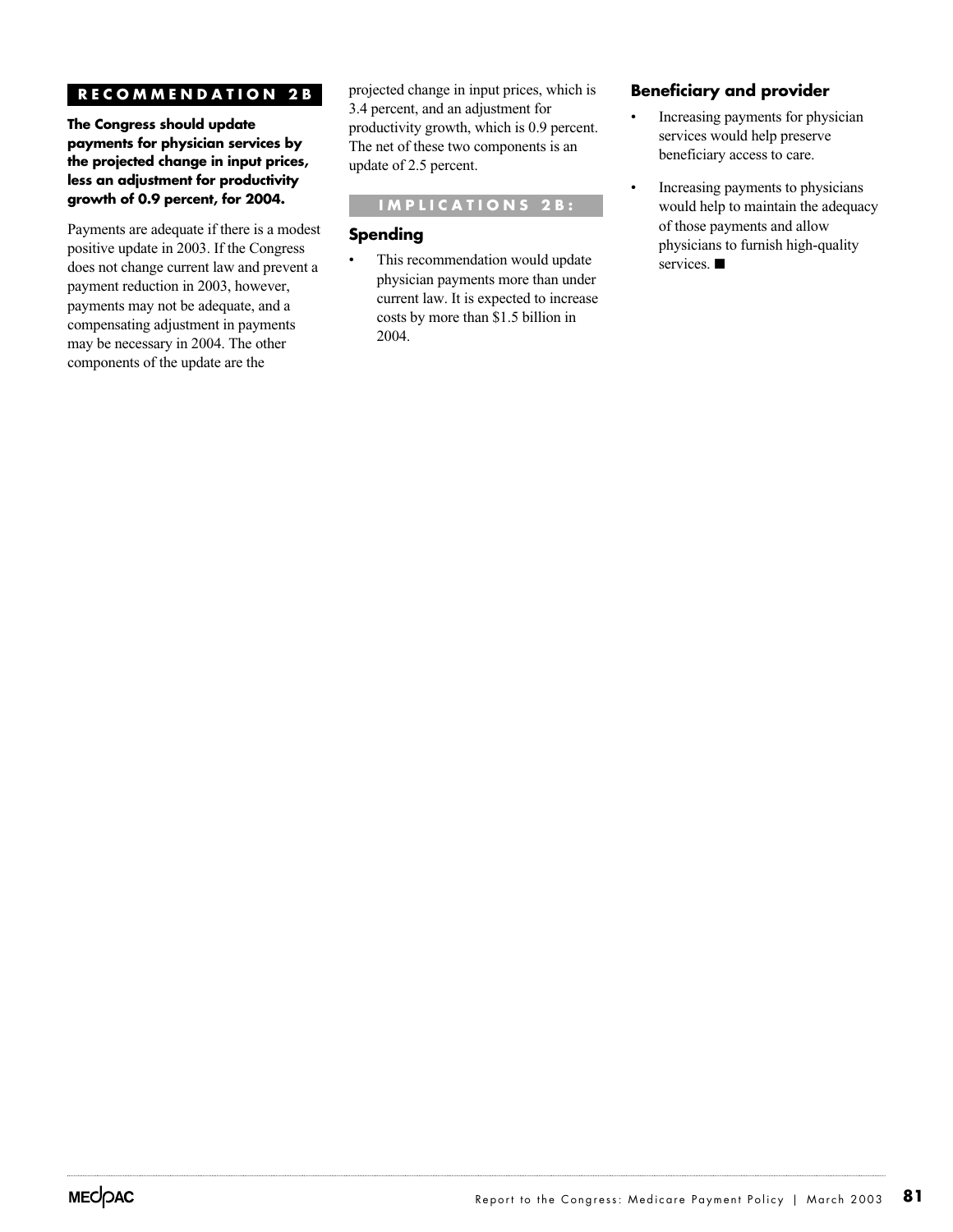## RECOMMENDATION 2B

**The Congress should update payments for physician services by the projected change in input prices, less an adjustment for productivity growth of 0.9 percent, for 2004.**

Payments are adequate if there is a modest positive update in 2003. If the Congress does not change current law and prevent a payment reduction in 2003, however, payments may not be adequate, and a compensating adjustment in payments may be necessary in 2004. The other components of the update are the projected change in input prices, which is 3.4 percent, and an adjustment for productivity growth, which is 0.9 percent. The net of these two components is an update of 2.5 percent.

## IMPLICATIONS 2B:

### Spending

- This recommendation would update physician payments more than under current law. It is expected to increase costs by more than $1.5 billion in 2004.

### Beneficiary and provider

- Increasing payments for physician services would help preserve beneficiary access to care.
- Increasing payments to physicians would help to maintain the adequacy of those payments and allow physicians to furnish high-quality services. ■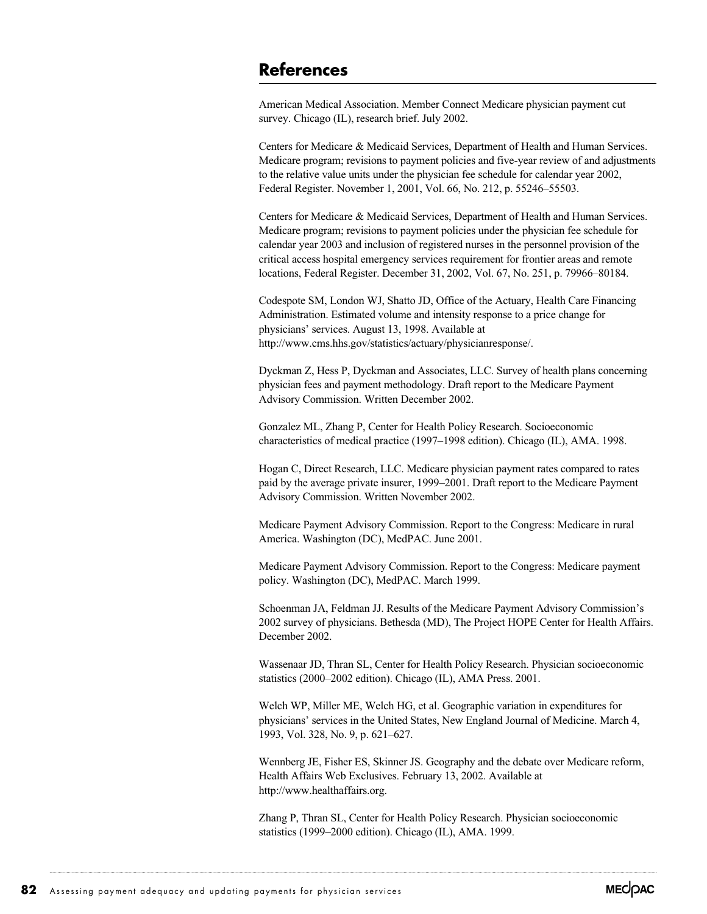## References

American Medical Association. Member Connect Medicare physician payment cut survey. Chicago (IL), research brief. July 2002.

Centers for Medicare & Medicaid Services, Department of Health and Human Services. Medicare program; revisions to payment policies and five-year review of and adjustments to the relative value units under the physician fee schedule for calendar year 2002, Federal Register. November 1, 2001, Vol. 66, No. 212, p. 55246–55503.

Centers for Medicare & Medicaid Services, Department of Health and Human Services. Medicare program; revisions to payment policies under the physician fee schedule for calendar year 2003 and inclusion of registered nurses in the personnel provision of the critical access hospital emergency services requirement for frontier areas and remote locations, Federal Register. December 31, 2002, Vol. 67, No. 251, p. 79966–80184.

Codespote SM, London WJ, Shatto JD, Office of the Actuary, Health Care Financing Administration. Estimated volume and intensity response to a price change for physicians' services. August 13, 1998. Available at http://www.cms.hhs.gov/statistics/actuary/physicianresponse/.

Dyckman Z, Hess P, Dyckman and Associates, LLC. Survey of health plans concerning physician fees and payment methodology. Draft report to the Medicare Payment Advisory Commission. Written December 2002.

Gonzalez ML, Zhang P, Center for Health Policy Research. Socioeconomic characteristics of medical practice (1997–1998 edition). Chicago (IL), AMA. 1998.

Hogan C, Direct Research, LLC. Medicare physician payment rates compared to rates paid by the average private insurer, 1999–2001. Draft report to the Medicare Payment Advisory Commission. Written November 2002.

Medicare Payment Advisory Commission. Report to the Congress: Medicare in rural America. Washington (DC), MedPAC. June 2001.

Medicare Payment Advisory Commission. Report to the Congress: Medicare payment policy. Washington (DC), MedPAC. March 1999.

Schoenman JA, Feldman JJ. Results of the Medicare Payment Advisory Commission's 2002 survey of physicians. Bethesda (MD), The Project HOPE Center for Health Affairs. December 2002.

Wassenaar JD, Thran SL, Center for Health Policy Research. Physician socioeconomic statistics (2000–2002 edition). Chicago (IL), AMA Press. 2001.

Welch WP, Miller ME, Welch HG, et al. Geographic variation in expenditures for physicians' services in the United States, New England Journal of Medicine. March 4, 1993, Vol. 328, No. 9, p. 621–627.

Wennberg JE, Fisher ES, Skinner JS. Geography and the debate over Medicare reform, Health Affairs Web Exclusives. February 13, 2002. Available at http://www.healthaffairs.org.

Zhang P, Thran SL, Center for Health Policy Research. Physician socioeconomic statistics (1999–2000 edition). Chicago (IL), AMA. 1999.